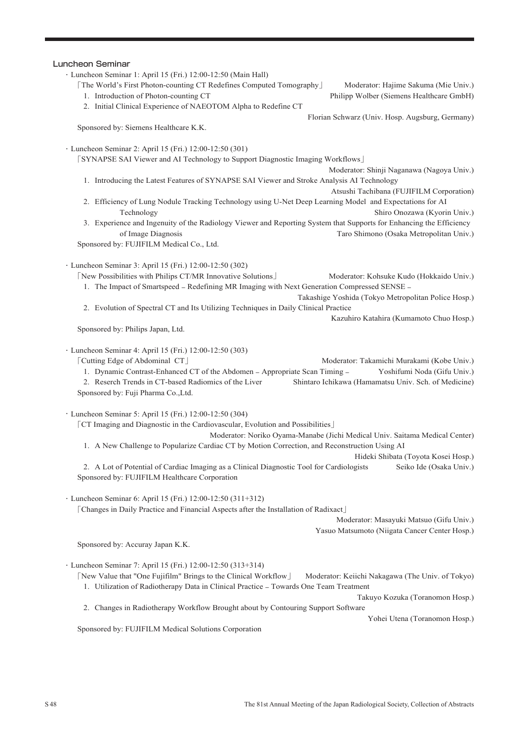## Luncheon Seminar

- Luncheon Seminar 1: April 15 (Fri.) 12:00-12:50 (Main Hall)

  「The World's First Photon-counting CT Redefines Computed Tomography」 Moderator: Hajime Sakuma (Mie Univ.)

  1. Introduction of Photon-counting CT — Philipp Wolber (Siemens Healthcare GmbH)
  2. Initial Clinical Experience of NAEOTOM Alpha to Redefine CT — Florian Schwarz (Univ. Hosp. Augsburg, Germany)

  Sponsored by: Siemens Healthcare K.K.

- Luncheon Seminar 2: April 15 (Fri.) 12:00-12:50 (301)

  「SYNAPSE SAI Viewer and AI Technology to Support Diagnostic Imaging Workflows」 Moderator: Shinji Naganawa (Nagoya Univ.)

  1. Introducing the Latest Features of SYNAPSE SAI Viewer and Stroke Analysis AI Technology — Atsushi Tachibana (FUJIFILM Corporation)
  2. Efficiency of Lung Nodule Tracking Technology using U-Net Deep Learning Model and Expectations for AI Technology — Shiro Onozawa (Kyorin Univ.)
  3. Experience and Ingenuity of the Radiology Viewer and Reporting System that Supports for Enhancing the Efficiency of Image Diagnosis — Taro Shimono (Osaka Metropolitan Univ.)

  Sponsored by: FUJIFILM Medical Co., Ltd.

- Luncheon Seminar 3: April 15 (Fri.) 12:00-12:50 (302)

  「New Possibilities with Philips CT/MR Innovative Solutions」 Moderator: Kohsuke Kudo (Hokkaido Univ.)

  1. The Impact of Smartspeed – Redefining MR Imaging with Next Generation Compressed SENSE – — Takashige Yoshida (Tokyo Metropolitan Police Hosp.)
  2. Evolution of Spectral CT and Its Utilizing Techniques in Daily Clinical Practice — Kazuhiro Katahira (Kumamoto Chuo Hosp.)

  Sponsored by: Philips Japan, Ltd.

- Luncheon Seminar 4: April 15 (Fri.) 12:00-12:50 (303)

  「Cutting Edge of Abdominal CT」 Moderator: Takamichi Murakami (Kobe Univ.)

  1. Dynamic Contrast-Enhanced CT of the Abdomen – Appropriate Scan Timing – — Yoshifumi Noda (Gifu Univ.)
  2. Reserch Trends in CT-based Radiomics of the Liver — Shintaro Ichikawa (Hamamatsu Univ. Sch. of Medicine)

  Sponsored by: Fuji Pharma Co.,Ltd.

- Luncheon Seminar 5: April 15 (Fri.) 12:00-12:50 (304)

  「CT Imaging and Diagnostic in the Cardiovascular, Evolution and Possibilities」 Moderator: Noriko Oyama-Manabe (Jichi Medical Univ. Saitama Medical Center)

  1. A New Challenge to Popularize Cardiac CT by Motion Correction, and Reconstruction Using AI — Hideki Shibata (Toyota Kosei Hosp.)
  2. A Lot of Potential of Cardiac Imaging as a Clinical Diagnostic Tool for Cardiologists — Seiko Ide (Osaka Univ.)

  Sponsored by: FUJIFILM Healthcare Corporation

- Luncheon Seminar 6: April 15 (Fri.) 12:00-12:50 (311+312)

  「Changes in Daily Practice and Financial Aspects after the Installation of Radixact」 Moderator: Masayuki Matsuo (Gifu Univ.)

  Yasuo Matsumoto (Niigata Cancer Center Hosp.)

  Sponsored by: Accuray Japan K.K.

- Luncheon Seminar 7: April 15 (Fri.) 12:00-12:50 (313+314)

  「New Value that "One Fujifilm" Brings to the Clinical Workflow」 Moderator: Keiichi Nakagawa (The Univ. of Tokyo)

  1. Utilization of Radiotherapy Data in Clinical Practice – Towards One Team Treatment — Takuyo Kozuka (Toranomon Hosp.)
  2. Changes in Radiotherapy Workflow Brought about by Contouring Support Software — Yohei Utena (Toranomon Hosp.)

  Sponsored by: FUJIFILM Medical Solutions Corporation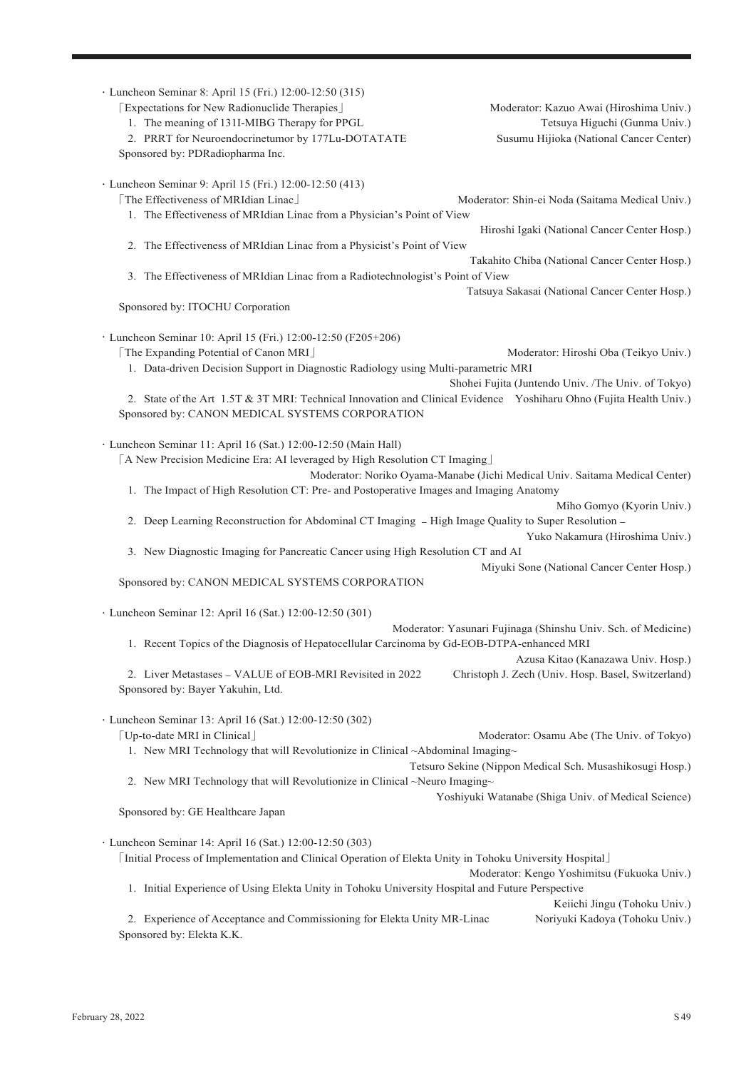- Luncheon Seminar 8: April 15 (Fri.) 12:00-12:50 (315)

  「Expectations for New Radionuclide Therapies」 Moderator: Kazuo Awai (Hiroshima Univ.)

  1. The meaning of 131I-MIBG Therapy for PPGL Tetsuya Higuchi (Gunma Univ.)
  2. PRRT for Neuroendocrinetumor by 177Lu-DOTATATE Susumu Hijioka (National Cancer Center)

  Sponsored by: PDRadiopharma Inc.

- Luncheon Seminar 9: April 15 (Fri.) 12:00-12:50 (413)

  「The Effectiveness of MRIdian Linac」 Moderator: Shin-ei Noda (Saitama Medical Univ.)

  1. The Effectiveness of MRIdian Linac from a Physician's Point of View
     Hiroshi Igaki (National Cancer Center Hosp.)
  2. The Effectiveness of MRIdian Linac from a Physicist's Point of View
     Takahito Chiba (National Cancer Center Hosp.)
  3. The Effectiveness of MRIdian Linac from a Radiotechnologist's Point of View
     Tatsuya Sakasai (National Cancer Center Hosp.)

  Sponsored by: ITOCHU Corporation

- Luncheon Seminar 10: April 15 (Fri.) 12:00-12:50 (F205+206)

  「The Expanding Potential of Canon MRI」 Moderator: Hiroshi Oba (Teikyo Univ.)

  1. Data-driven Decision Support in Diagnostic Radiology using Multi-parametric MRI
     Shohei Fujita (Juntendo Univ. /The Univ. of Tokyo)
  2. State of the Art 1.5T & 3T MRI: Technical Innovation and Clinical Evidence Yoshiharu Ohno (Fujita Health Univ.)

  Sponsored by: CANON MEDICAL SYSTEMS CORPORATION

- Luncheon Seminar 11: April 16 (Sat.) 12:00-12:50 (Main Hall)

  「A New Precision Medicine Era: AI leveraged by High Resolution CT Imaging」

  Moderator: Noriko Oyama-Manabe (Jichi Medical Univ. Saitama Medical Center)

  1. The Impact of High Resolution CT: Pre- and Postoperative Images and Imaging Anatomy
     Miho Gomyo (Kyorin Univ.)
  2. Deep Learning Reconstruction for Abdominal CT Imaging – High Image Quality to Super Resolution –
     Yuko Nakamura (Hiroshima Univ.)
  3. New Diagnostic Imaging for Pancreatic Cancer using High Resolution CT and AI
     Miyuki Sone (National Cancer Center Hosp.)

  Sponsored by: CANON MEDICAL SYSTEMS CORPORATION

- Luncheon Seminar 12: April 16 (Sat.) 12:00-12:50 (301)

  Moderator: Yasunari Fujinaga (Shinshu Univ. Sch. of Medicine)

  1. Recent Topics of the Diagnosis of Hepatocellular Carcinoma by Gd-EOB-DTPA-enhanced MRI
     Azusa Kitao (Kanazawa Univ. Hosp.)
  2. Liver Metastases – VALUE of EOB-MRI Revisited in 2022 Christoph J. Zech (Univ. Hosp. Basel, Switzerland)

  Sponsored by: Bayer Yakuhin, Ltd.

- Luncheon Seminar 13: April 16 (Sat.) 12:00-12:50 (302)

  「Up-to-date MRI in Clinical」 Moderator: Osamu Abe (The Univ. of Tokyo)

  1. New MRI Technology that will Revolutionize in Clinical ~Abdominal Imaging~
     Tetsuro Sekine (Nippon Medical Sch. Musashikosugi Hosp.)
  2. New MRI Technology that will Revolutionize in Clinical ~Neuro Imaging~
     Yoshiyuki Watanabe (Shiga Univ. of Medical Science)

  Sponsored by: GE Healthcare Japan

- Luncheon Seminar 14: April 16 (Sat.) 12:00-12:50 (303)

  「Initial Process of Implementation and Clinical Operation of Elekta Unity in Tohoku University Hospital」

  Moderator: Kengo Yoshimitsu (Fukuoka Univ.)

  1. Initial Experience of Using Elekta Unity in Tohoku University Hospital and Future Perspective
     Keiichi Jingu (Tohoku Univ.)
  2. Experience of Acceptance and Commissioning for Elekta Unity MR-Linac Noriyuki Kadoya (Tohoku Univ.)

  Sponsored by: Elekta K.K.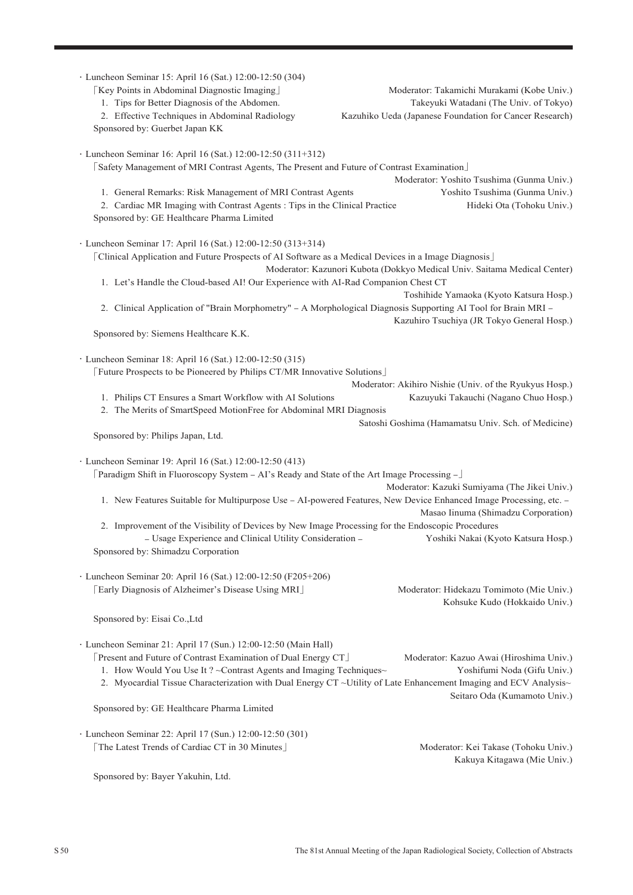· Luncheon Seminar 15: April 16 (Sat.) 12:00-12:50 (304)

「Key Points in Abdominal Diagnostic Imaging」 Moderator: Takamichi Murakami (Kobe Univ.)

1. Tips for Better Diagnosis of the Abdomen. Takeyuki Watadani (The Univ. of Tokyo)
2. Effective Techniques in Abdominal Radiology Kazuhiko Ueda (Japanese Foundation for Cancer Research)

Sponsored by: Guerbet Japan KK

· Luncheon Seminar 16: April 16 (Sat.) 12:00-12:50 (311+312)

「Safety Management of MRI Contrast Agents, The Present and Future of Contrast Examination」

Moderator: Yoshito Tsushima (Gunma Univ.)

1. General Remarks: Risk Management of MRI Contrast Agents Yoshito Tsushima (Gunma Univ.)
2. Cardiac MR Imaging with Contrast Agents : Tips in the Clinical Practice Hideki Ota (Tohoku Univ.)

Sponsored by: GE Healthcare Pharma Limited

· Luncheon Seminar 17: April 16 (Sat.) 12:00-12:50 (313+314)

「Clinical Application and Future Prospects of AI Software as a Medical Devices in a Image Diagnosis」

Moderator: Kazunori Kubota (Dokkyo Medical Univ. Saitama Medical Center)

1. Let's Handle the Cloud-based AI! Our Experience with AI-Rad Companion Chest CT
   Toshihide Yamaoka (Kyoto Katsura Hosp.)
2. Clinical Application of "Brain Morphometry" – A Morphological Diagnosis Supporting AI Tool for Brain MRI –
   Kazuhiro Tsuchiya (JR Tokyo General Hosp.)

Sponsored by: Siemens Healthcare K.K.

· Luncheon Seminar 18: April 16 (Sat.) 12:00-12:50 (315)

「Future Prospects to be Pioneered by Philips CT/MR Innovative Solutions」

Moderator: Akihiro Nishie (Univ. of the Ryukyus Hosp.)

1. Philips CT Ensures a Smart Workflow with AI Solutions Kazuyuki Takauchi (Nagano Chuo Hosp.)
2. The Merits of SmartSpeed MotionFree for Abdominal MRI Diagnosis
   Satoshi Goshima (Hamamatsu Univ. Sch. of Medicine)

Sponsored by: Philips Japan, Ltd.

· Luncheon Seminar 19: April 16 (Sat.) 12:00-12:50 (413)

「Paradigm Shift in Fluoroscopy System – AI's Ready and State of the Art Image Processing –」

Moderator: Kazuki Sumiyama (The Jikei Univ.)

1. New Features Suitable for Multipurpose Use – AI-powered Features, New Device Enhanced Image Processing, etc. –
   Masao Iinuma (Shimadzu Corporation)
2. Improvement of the Visibility of Devices by New Image Processing for the Endoscopic Procedures
   – Usage Experience and Clinical Utility Consideration – Yoshiki Nakai (Kyoto Katsura Hosp.)

Sponsored by: Shimadzu Corporation

· Luncheon Seminar 20: April 16 (Sat.) 12:00-12:50 (F205+206)

「Early Diagnosis of Alzheimer's Disease Using MRI」 Moderator: Hidekazu Tomimoto (Mie Univ.)

Kohsuke Kudo (Hokkaido Univ.)

Sponsored by: Eisai Co.,Ltd

· Luncheon Seminar 21: April 17 (Sun.) 12:00-12:50 (Main Hall)

「Present and Future of Contrast Examination of Dual Energy CT」 Moderator: Kazuo Awai (Hiroshima Univ.)

1. How Would You Use It ? ~Contrast Agents and Imaging Techniques~ Yoshifumi Noda (Gifu Univ.)
2. Myocardial Tissue Characterization with Dual Energy CT ~Utility of Late Enhancement Imaging and ECV Analysis~
   Seitaro Oda (Kumamoto Univ.)

Sponsored by: GE Healthcare Pharma Limited

· Luncheon Seminar 22: April 17 (Sun.) 12:00-12:50 (301)

「The Latest Trends of Cardiac CT in 30 Minutes」 Moderator: Kei Takase (Tohoku Univ.)

Kakuya Kitagawa (Mie Univ.)

Sponsored by: Bayer Yakuhin, Ltd.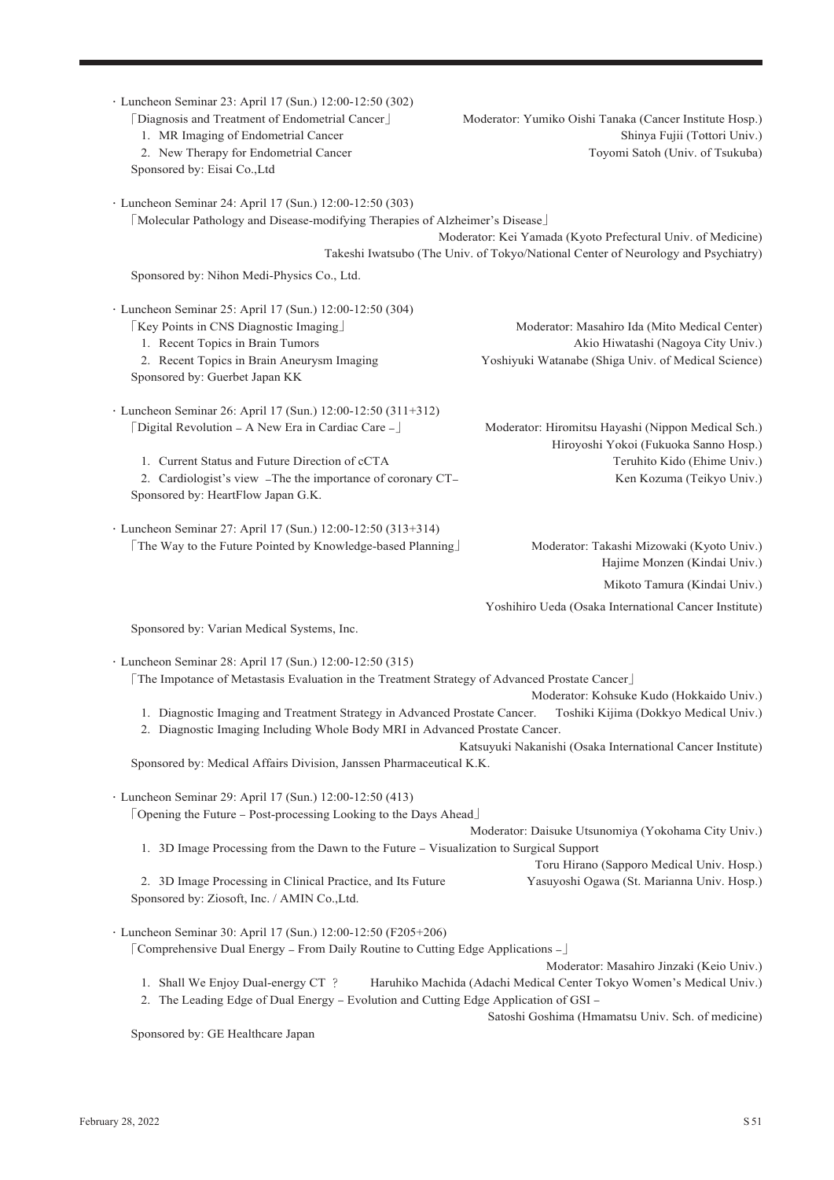- Luncheon Seminar 23: April 17 (Sun.) 12:00-12:50 (302)
  「Diagnosis and Treatment of Endometrial Cancer」 Moderator: Yumiko Oishi Tanaka (Cancer Institute Hosp.)
  1. MR Imaging of Endometrial Cancer — Shinya Fujii (Tottori Univ.)
  2. New Therapy for Endometrial Cancer — Toyomi Satoh (Univ. of Tsukuba)

  Sponsored by: Eisai Co.,Ltd

- Luncheon Seminar 24: April 17 (Sun.) 12:00-12:50 (303)
  「Molecular Pathology and Disease-modifying Therapies of Alzheimer's Disease」
  Moderator: Kei Yamada (Kyoto Prefectural Univ. of Medicine)
  Takeshi Iwatsubo (The Univ. of Tokyo/National Center of Neurology and Psychiatry)

  Sponsored by: Nihon Medi-Physics Co., Ltd.

- Luncheon Seminar 25: April 17 (Sun.) 12:00-12:50 (304)
  「Key Points in CNS Diagnostic Imaging」 Moderator: Masahiro Ida (Mito Medical Center)
  1. Recent Topics in Brain Tumors — Akio Hiwatashi (Nagoya City Univ.)
  2. Recent Topics in Brain Aneurysm Imaging — Yoshiyuki Watanabe (Shiga Univ. of Medical Science)

  Sponsored by: Guerbet Japan KK

- Luncheon Seminar 26: April 17 (Sun.) 12:00-12:50 (311+312)
  「Digital Revolution – A New Era in Cardiac Care –」 Moderator: Hiromitsu Hayashi (Nippon Medical Sch.)
  Hiroyoshi Yokoi (Fukuoka Sanno Hosp.)
  1. Current Status and Future Direction of cCTA — Teruhito Kido (Ehime Univ.)
  2. Cardiologist's view –The the importance of coronary CT– — Ken Kozuma (Teikyo Univ.)

  Sponsored by: HeartFlow Japan G.K.

- Luncheon Seminar 27: April 17 (Sun.) 12:00-12:50 (313+314)
  「The Way to the Future Pointed by Knowledge-based Planning」 Moderator: Takashi Mizowaki (Kyoto Univ.)
  Hajime Monzen (Kindai Univ.)
  Mikoto Tamura (Kindai Univ.)
  Yoshihiro Ueda (Osaka International Cancer Institute)

  Sponsored by: Varian Medical Systems, Inc.

- Luncheon Seminar 28: April 17 (Sun.) 12:00-12:50 (315)
  「The Impotance of Metastasis Evaluation in the Treatment Strategy of Advanced Prostate Cancer」
  Moderator: Kohsuke Kudo (Hokkaido Univ.)
  1. Diagnostic Imaging and Treatment Strategy in Advanced Prostate Cancer. — Toshiki Kijima (Dokkyo Medical Univ.)
  2. Diagnostic Imaging Including Whole Body MRI in Advanced Prostate Cancer. — Katsuyuki Nakanishi (Osaka International Cancer Institute)

  Sponsored by: Medical Affairs Division, Janssen Pharmaceutical K.K.

- Luncheon Seminar 29: April 17 (Sun.) 12:00-12:50 (413)
  「Opening the Future – Post-processing Looking to the Days Ahead」
  Moderator: Daisuke Utsunomiya (Yokohama City Univ.)
  1. 3D Image Processing from the Dawn to the Future – Visualization to Surgical Support — Toru Hirano (Sapporo Medical Univ. Hosp.)
  2. 3D Image Processing in Clinical Practice, and Its Future — Yasuyoshi Ogawa (St. Marianna Univ. Hosp.)

  Sponsored by: Ziosoft, Inc. / AMIN Co.,Ltd.

- Luncheon Seminar 30: April 17 (Sun.) 12:00-12:50 (F205+206)
  「Comprehensive Dual Energy – From Daily Routine to Cutting Edge Applications –」
  Moderator: Masahiro Jinzaki (Keio Univ.)
  1. Shall We Enjoy Dual-energy CT ? — Haruhiko Machida (Adachi Medical Center Tokyo Women's Medical Univ.)
  2. The Leading Edge of Dual Energy – Evolution and Cutting Edge Application of GSI – — Satoshi Goshima (Hmamatsu Univ. Sch. of medicine)

  Sponsored by: GE Healthcare Japan